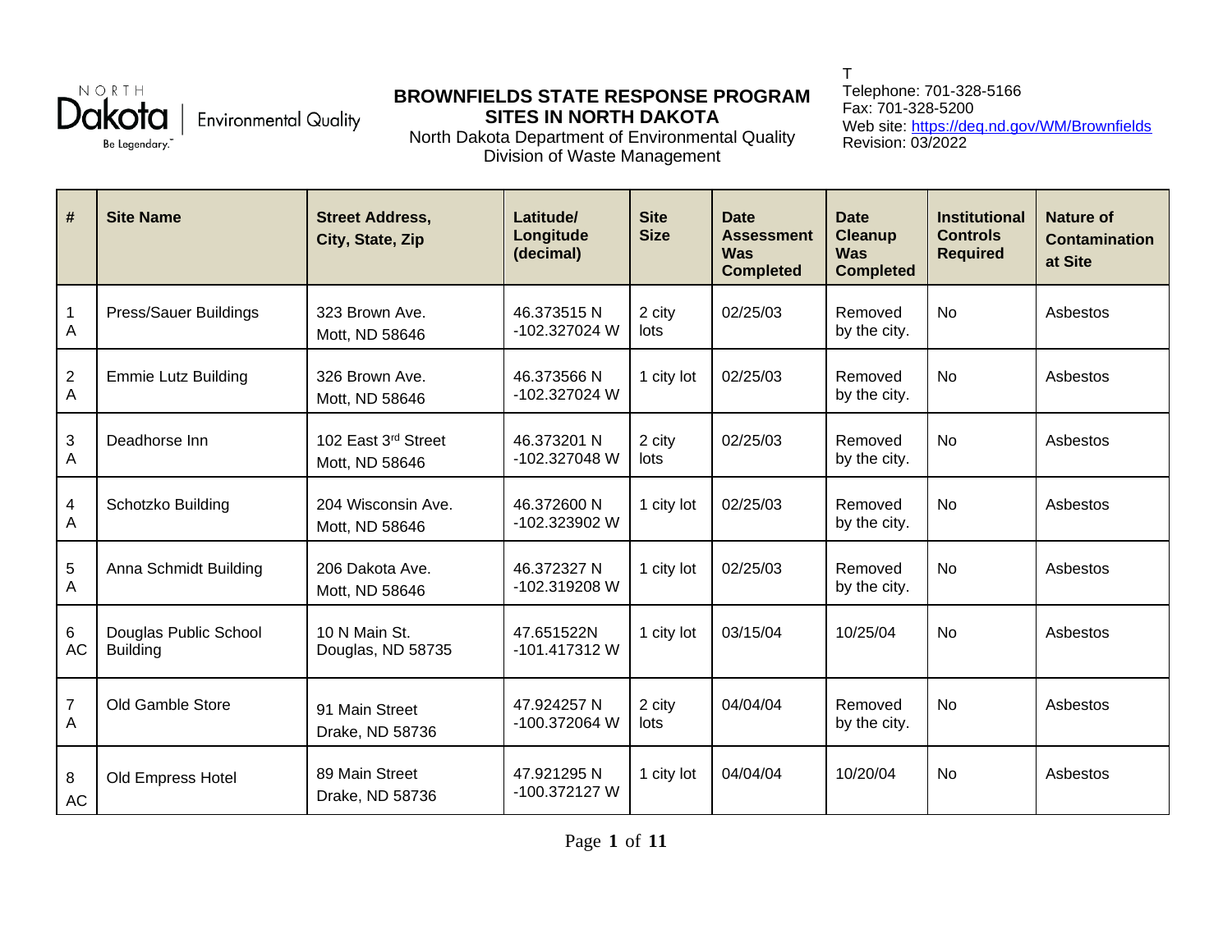North Dakota | Environmental Quality
Be Legendary.

# BROWNFIELDS STATE RESPONSE PROGRAM SITES IN NORTH DAKOTA

North Dakota Department of Environmental Quality
Division of Waste Management

T
Telephone: 701-328-5166
Fax: 701-328-5200
Web site: https://deq.nd.gov/WM/Brownfields
Revision: 03/2022

| # | Site Name | Street Address, City, State, Zip | Latitude/ Longitude (decimal) | Site Size | Date Assessment Was Completed | Date Cleanup Was Completed | Institutional Controls Required | Nature of Contamination at Site |
|---|---|---|---|---|---|---|---|---|
| 1 A | Press/Sauer Buildings | 323 Brown Ave. Mott, ND 58646 | 46.373515 N -102.327024 W | 2 city lots | 02/25/03 | Removed by the city. | No | Asbestos |
| 2 A | Emmie Lutz Building | 326 Brown Ave. Mott, ND 58646 | 46.373566 N -102.327024 W | 1 city lot | 02/25/03 | Removed by the city. | No | Asbestos |
| 3 A | Deadhorse Inn | 102 East 3rd Street Mott, ND 58646 | 46.373201 N -102.327048 W | 2 city lots | 02/25/03 | Removed by the city. | No | Asbestos |
| 4 A | Schotzko Building | 204 Wisconsin Ave. Mott, ND 58646 | 46.372600 N -102.323902 W | 1 city lot | 02/25/03 | Removed by the city. | No | Asbestos |
| 5 A | Anna Schmidt Building | 206 Dakota Ave. Mott, ND 58646 | 46.372327 N -102.319208 W | 1 city lot | 02/25/03 | Removed by the city. | No | Asbestos |
| 6 AC | Douglas Public School Building | 10 N Main St. Douglas, ND 58735 | 47.651522N -101.417312 W | 1 city lot | 03/15/04 | 10/25/04 | No | Asbestos |
| 7 A | Old Gamble Store | 91 Main Street Drake, ND 58736 | 47.924257 N -100.372064 W | 2 city lots | 04/04/04 | Removed by the city. | No | Asbestos |
| 8 AC | Old Empress Hotel | 89 Main Street Drake, ND 58736 | 47.921295 N -100.372127 W | 1 city lot | 04/04/04 | 10/20/04 | No | Asbestos |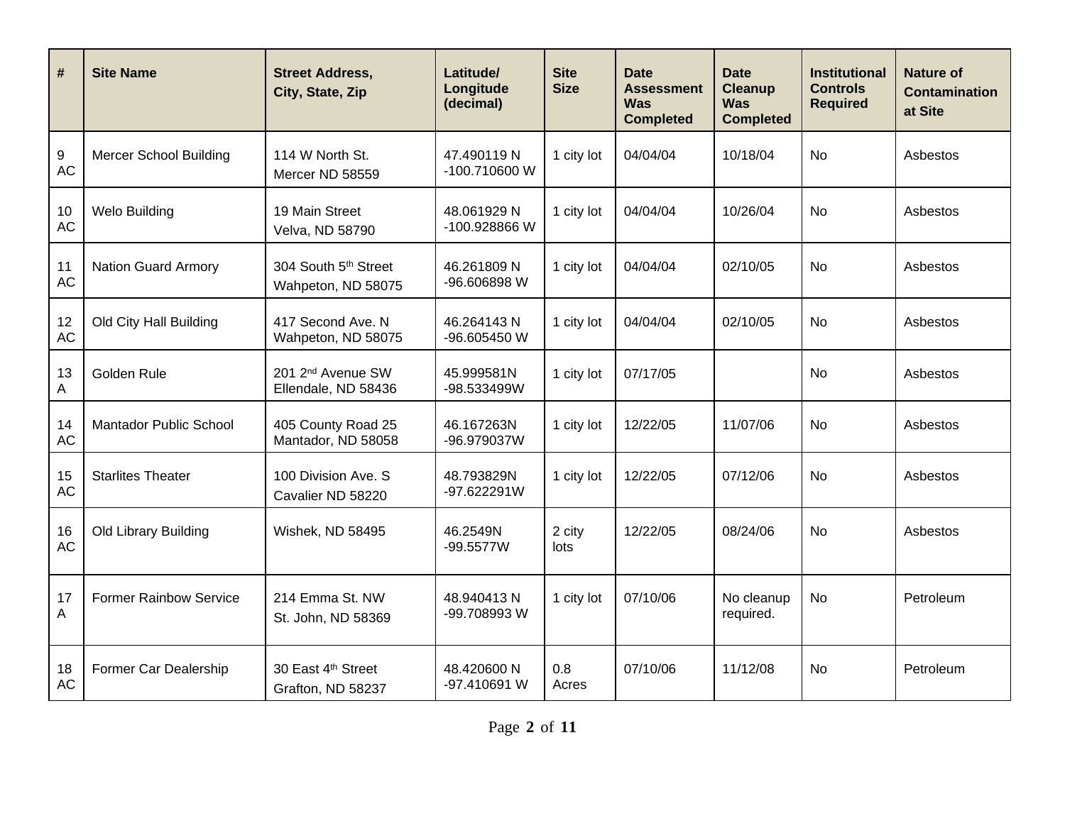| # | Site Name | Street Address, City, State, Zip | Latitude/ Longitude (decimal) | Site Size | Date Assessment Was Completed | Date Cleanup Was Completed | Institutional Controls Required | Nature of Contamination at Site |
|---|---|---|---|---|---|---|---|---|
| 9 AC | Mercer School Building | 114 W North St. Mercer ND 58559 | 47.490119 N -100.710600 W | 1 city lot | 04/04/04 | 10/18/04 | No | Asbestos |
| 10 AC | Welo Building | 19 Main Street Velva, ND 58790 | 48.061929 N -100.928866 W | 1 city lot | 04/04/04 | 10/26/04 | No | Asbestos |
| 11 AC | Nation Guard Armory | 304 South 5th Street Wahpeton, ND 58075 | 46.261809 N -96.606898 W | 1 city lot | 04/04/04 | 02/10/05 | No | Asbestos |
| 12 AC | Old City Hall Building | 417 Second Ave. N Wahpeton, ND 58075 | 46.264143 N -96.605450 W | 1 city lot | 04/04/04 | 02/10/05 | No | Asbestos |
| 13 A | Golden Rule | 201 2nd Avenue SW Ellendale, ND 58436 | 45.999581N -98.533499W | 1 city lot | 07/17/05 | | No | Asbestos |
| 14 AC | Mantador Public School | 405 County Road 25 Mantador, ND 58058 | 46.167263N -96.979037W | 1 city lot | 12/22/05 | 11/07/06 | No | Asbestos |
| 15 AC | Starlites Theater | 100 Division Ave. S Cavalier ND 58220 | 48.793829N -97.622291W | 1 city lot | 12/22/05 | 07/12/06 | No | Asbestos |
| 16 AC | Old Library Building | Wishek, ND 58495 | 46.2549N -99.5577W | 2 city lots | 12/22/05 | 08/24/06 | No | Asbestos |
| 17 A | Former Rainbow Service | 214 Emma St. NW St. John, ND 58369 | 48.940413 N -99.708993 W | 1 city lot | 07/10/06 | No cleanup required. | No | Petroleum |
| 18 AC | Former Car Dealership | 30 East 4th Street Grafton, ND 58237 | 48.420600 N -97.410691 W | 0.8 Acres | 07/10/06 | 11/12/08 | No | Petroleum |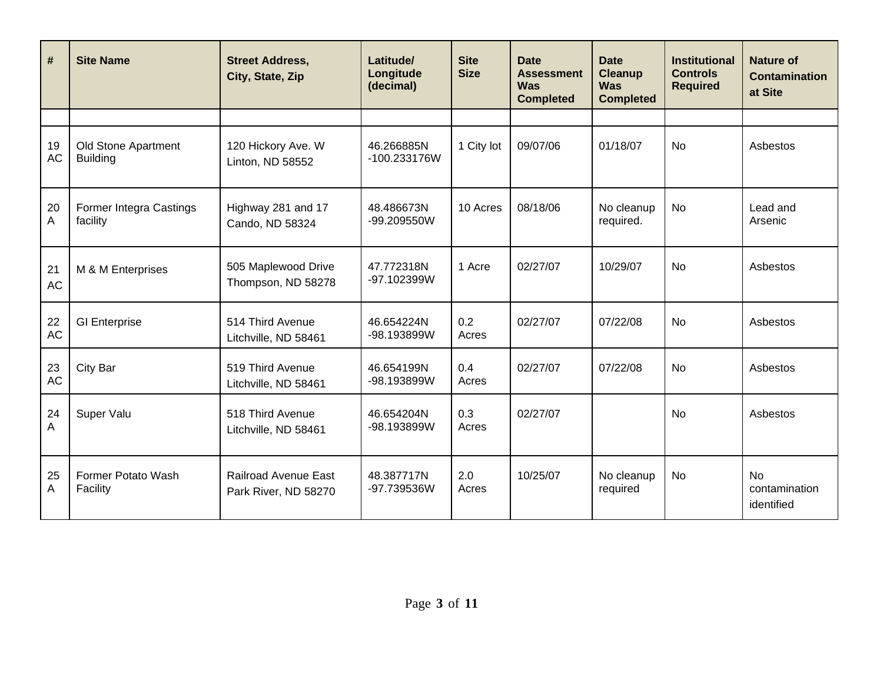| # | Site Name | Street Address, City, State, Zip | Latitude/ Longitude (decimal) | Site Size | Date Assessment Was Completed | Date Cleanup Was Completed | Institutional Controls Required | Nature of Contamination at Site |
|---|---|---|---|---|---|---|---|---|
| | | | | | | | | |
| 19 AC | Old Stone Apartment Building | 120 Hickory Ave. W Linton, ND 58552 | 46.266885N -100.233176W | 1 City lot | 09/07/06 | 01/18/07 | No | Asbestos |
| 20 A | Former Integra Castings facility | Highway 281 and 17 Cando, ND 58324 | 48.486673N -99.209550W | 10 Acres | 08/18/06 | No cleanup required. | No | Lead and Arsenic |
| 21 AC | M & M Enterprises | 505 Maplewood Drive Thompson, ND 58278 | 47.772318N -97.102399W | 1 Acre | 02/27/07 | 10/29/07 | No | Asbestos |
| 22 AC | GI Enterprise | 514 Third Avenue Litchville, ND 58461 | 46.654224N -98.193899W | 0.2 Acres | 02/27/07 | 07/22/08 | No | Asbestos |
| 23 AC | City Bar | 519 Third Avenue Litchville, ND 58461 | 46.654199N -98.193899W | 0.4 Acres | 02/27/07 | 07/22/08 | No | Asbestos |
| 24 A | Super Valu | 518 Third Avenue Litchville, ND 58461 | 46.654204N -98.193899W | 0.3 Acres | 02/27/07 | | No | Asbestos |
| 25 A | Former Potato Wash Facility | Railroad Avenue East Park River, ND 58270 | 48.387717N -97.739536W | 2.0 Acres | 10/25/07 | No cleanup required | No | No contamination identified |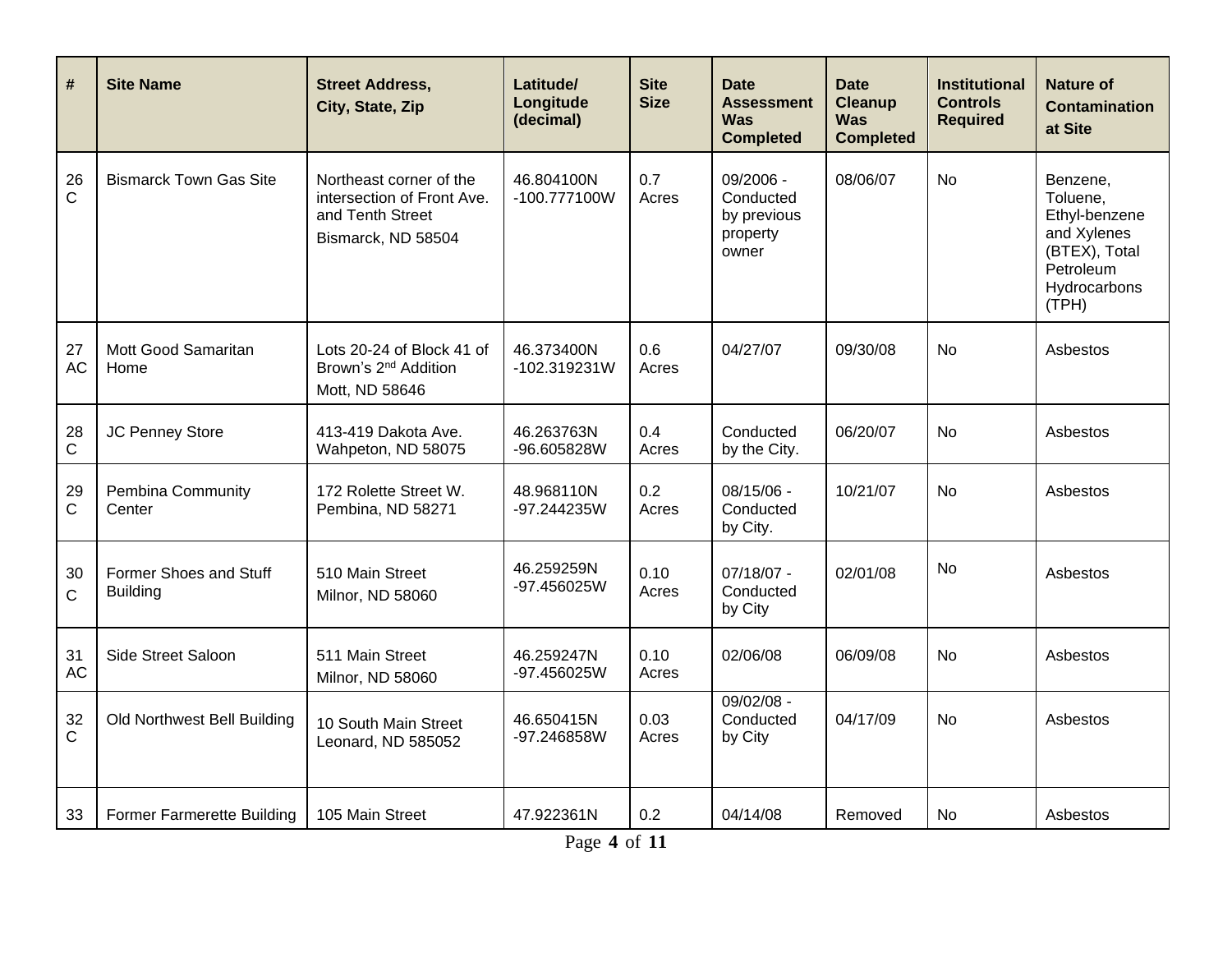| # | Site Name | Street Address, City, State, Zip | Latitude/ Longitude (decimal) | Site Size | Date Assessment Was Completed | Date Cleanup Was Completed | Institutional Controls Required | Nature of Contamination at Site |
|---|---|---|---|---|---|---|---|---|
| 26 C | Bismarck Town Gas Site | Northeast corner of the intersection of Front Ave. and Tenth Street Bismarck, ND 58504 | 46.804100N -100.777100W | 0.7 Acres | 09/2006 - Conducted by previous property owner | 08/06/07 | No | Benzene, Toluene, Ethyl-benzene and Xylenes (BTEX), Total Petroleum Hydrocarbons (TPH) |
| 27 AC | Mott Good Samaritan Home | Lots 20-24 of Block 41 of Brown's 2nd Addition Mott, ND 58646 | 46.373400N -102.319231W | 0.6 Acres | 04/27/07 | 09/30/08 | No | Asbestos |
| 28 C | JC Penney Store | 413-419 Dakota Ave. Wahpeton, ND 58075 | 46.263763N -96.605828W | 0.4 Acres | Conducted by the City. | 06/20/07 | No | Asbestos |
| 29 C | Pembina Community Center | 172 Rolette Street W. Pembina, ND 58271 | 48.968110N -97.244235W | 0.2 Acres | 08/15/06 - Conducted by City. | 10/21/07 | No | Asbestos |
| 30 C | Former Shoes and Stuff Building | 510 Main Street Milnor, ND 58060 | 46.259259N -97.456025W | 0.10 Acres | 07/18/07 - Conducted by City | 02/01/08 | No | Asbestos |
| 31 AC | Side Street Saloon | 511 Main Street Milnor, ND 58060 | 46.259247N -97.456025W | 0.10 Acres | 02/06/08 | 06/09/08 | No | Asbestos |
| 32 C | Old Northwest Bell Building | 10 South Main Street Leonard, ND 585052 | 46.650415N -97.246858W | 0.03 Acres | 09/02/08 - Conducted by City | 04/17/09 | No | Asbestos |
| 33 | Former Farmerette Building | 105 Main Street | 47.922361N | 0.2 | 04/14/08 | Removed | No | Asbestos |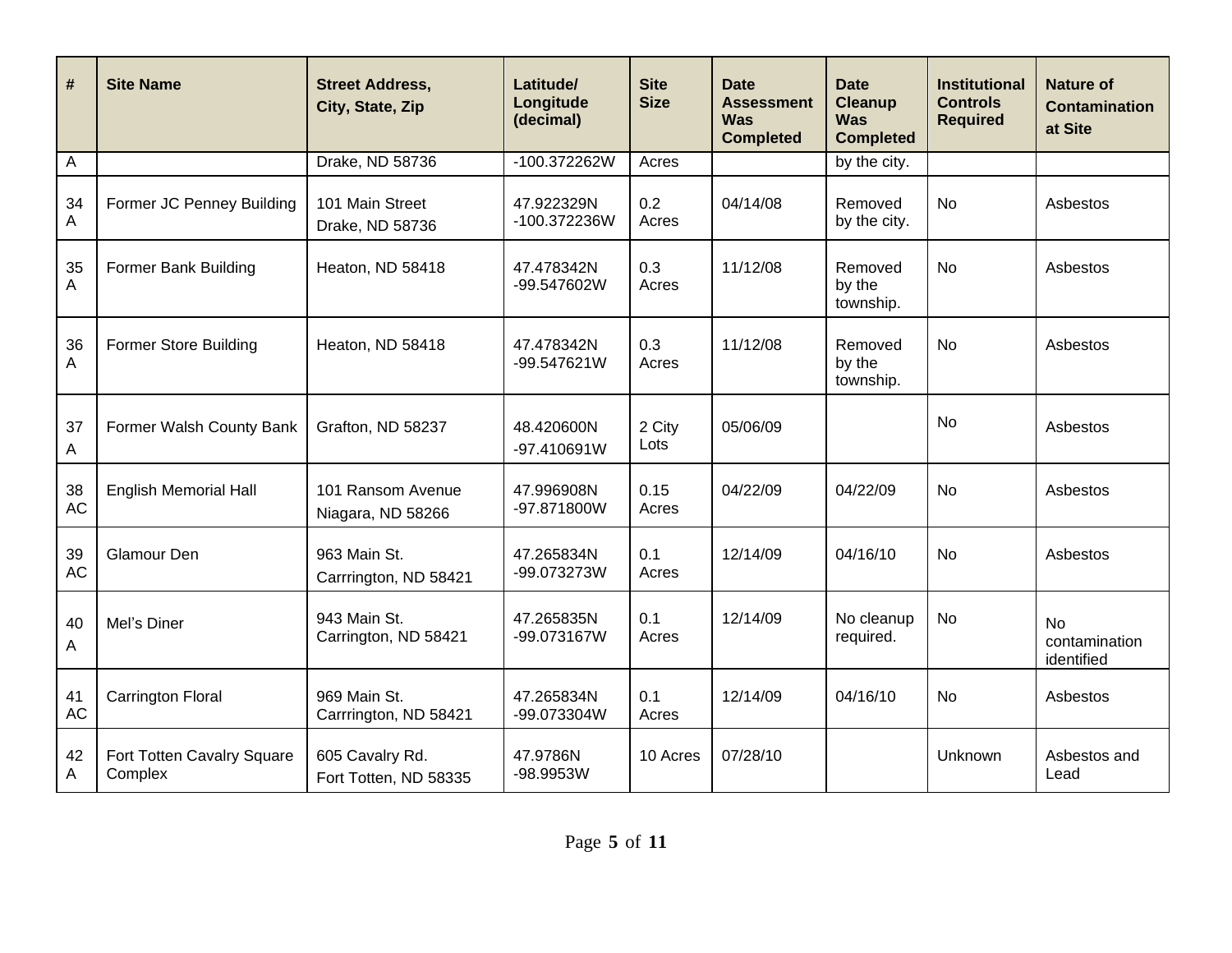| # | Site Name | Street Address, City, State, Zip | Latitude/ Longitude (decimal) | Site Size | Date Assessment Was Completed | Date Cleanup Was Completed | Institutional Controls Required | Nature of Contamination at Site |
|---|---|---|---|---|---|---|---|---|
| A | | Drake, ND 58736 | -100.372262W | Acres | | by the city. | | |
| 34 A | Former JC Penney Building | 101 Main Street Drake, ND 58736 | 47.922329N -100.372236W | 0.2 Acres | 04/14/08 | Removed by the city. | No | Asbestos |
| 35 A | Former Bank Building | Heaton, ND 58418 | 47.478342N -99.547602W | 0.3 Acres | 11/12/08 | Removed by the township. | No | Asbestos |
| 36 A | Former Store Building | Heaton, ND 58418 | 47.478342N -99.547621W | 0.3 Acres | 11/12/08 | Removed by the township. | No | Asbestos |
| 37 A | Former Walsh County Bank | Grafton, ND 58237 | 48.420600N -97.410691W | 2 City Lots | 05/06/09 | | No | Asbestos |
| 38 AC | English Memorial Hall | 101 Ransom Avenue Niagara, ND 58266 | 47.996908N -97.871800W | 0.15 Acres | 04/22/09 | 04/22/09 | No | Asbestos |
| 39 AC | Glamour Den | 963 Main St. Carrrington, ND 58421 | 47.265834N -99.073273W | 0.1 Acres | 12/14/09 | 04/16/10 | No | Asbestos |
| 40 A | Mel's Diner | 943 Main St. Carrington, ND 58421 | 47.265835N -99.073167W | 0.1 Acres | 12/14/09 | No cleanup required. | No | No contamination identified |
| 41 AC | Carrington Floral | 969 Main St. Carrrington, ND 58421 | 47.265834N -99.073304W | 0.1 Acres | 12/14/09 | 04/16/10 | No | Asbestos |
| 42 A | Fort Totten Cavalry Square Complex | 605 Cavalry Rd. Fort Totten, ND 58335 | 47.9786N -98.9953W | 10 Acres | 07/28/10 | | Unknown | Asbestos and Lead |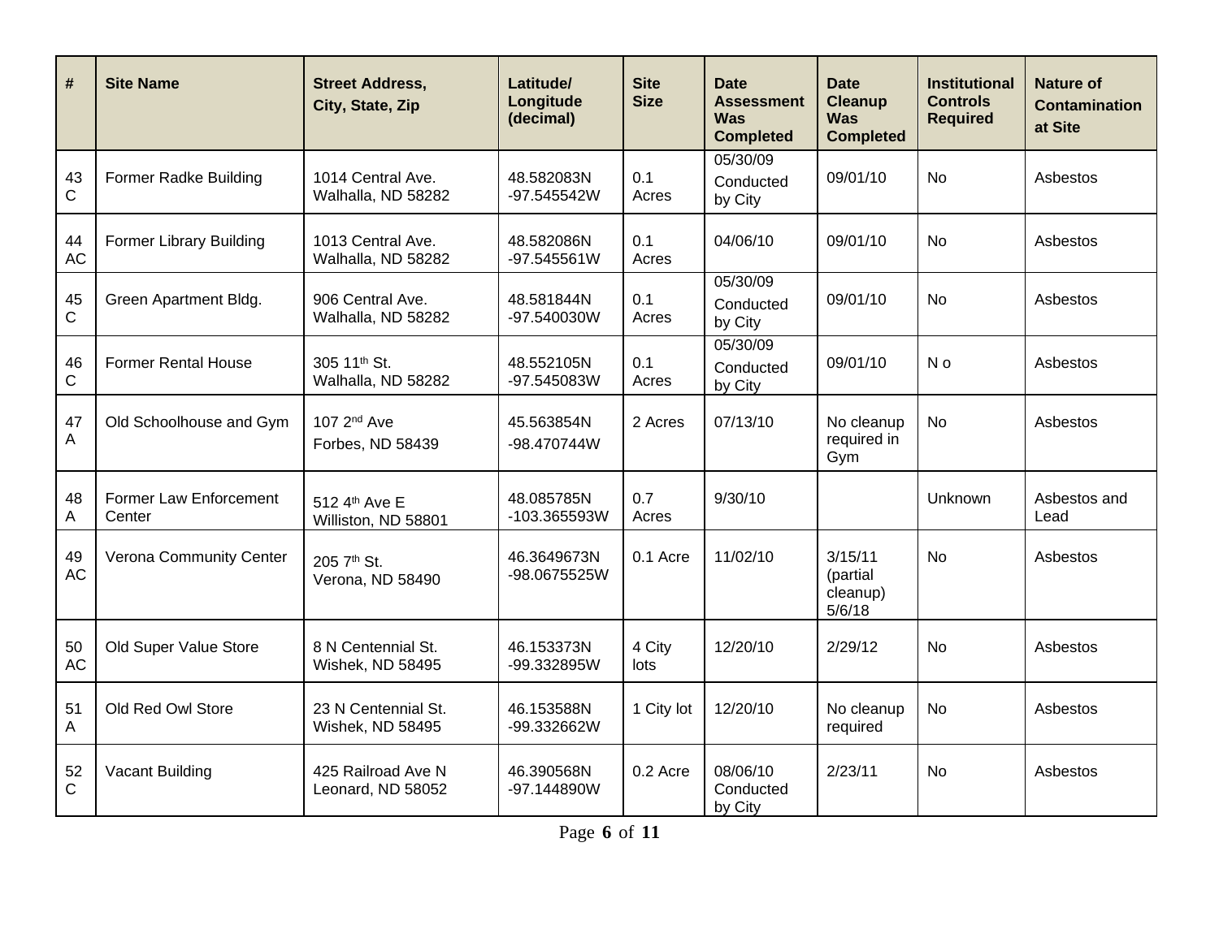| # | Site Name | Street Address, City, State, Zip | Latitude/ Longitude (decimal) | Site Size | Date Assessment Was Completed | Date Cleanup Was Completed | Institutional Controls Required | Nature of Contamination at Site |
|---|---|---|---|---|---|---|---|---|
| 43 C | Former Radke Building | 1014 Central Ave. Walhalla, ND 58282 | 48.582083N -97.545542W | 0.1 Acres | 05/30/09 Conducted by City | 09/01/10 | No | Asbestos |
| 44 AC | Former Library Building | 1013 Central Ave. Walhalla, ND 58282 | 48.582086N -97.545561W | 0.1 Acres | 04/06/10 | 09/01/10 | No | Asbestos |
| 45 C | Green Apartment Bldg. | 906 Central Ave. Walhalla, ND 58282 | 48.581844N -97.540030W | 0.1 Acres | 05/30/09 Conducted by City | 09/01/10 | No | Asbestos |
| 46 C | Former Rental House | 305 11th St. Walhalla, ND 58282 | 48.552105N -97.545083W | 0.1 Acres | 05/30/09 Conducted by City | 09/01/10 | N o | Asbestos |
| 47 A | Old Schoolhouse and Gym | 107 2nd Ave Forbes, ND 58439 | 45.563854N -98.470744W | 2 Acres | 07/13/10 | No cleanup required in Gym | No | Asbestos |
| 48 A | Former Law Enforcement Center | 512 4th Ave E Williston, ND 58801 | 48.085785N -103.365593W | 0.7 Acres | 9/30/10 | | Unknown | Asbestos and Lead |
| 49 AC | Verona Community Center | 205 7th St. Verona, ND 58490 | 46.3649673N -98.0675525W | 0.1 Acre | 11/02/10 | 3/15/11 (partial cleanup) 5/6/18 | No | Asbestos |
| 50 AC | Old Super Value Store | 8 N Centennial St. Wishek, ND 58495 | 46.153373N -99.332895W | 4 City lots | 12/20/10 | 2/29/12 | No | Asbestos |
| 51 A | Old Red Owl Store | 23 N Centennial St. Wishek, ND 58495 | 46.153588N -99.332662W | 1 City lot | 12/20/10 | No cleanup required | No | Asbestos |
| 52 C | Vacant Building | 425 Railroad Ave N Leonard, ND 58052 | 46.390568N -97.144890W | 0.2 Acre | 08/06/10 Conducted by City | 2/23/11 | No | Asbestos |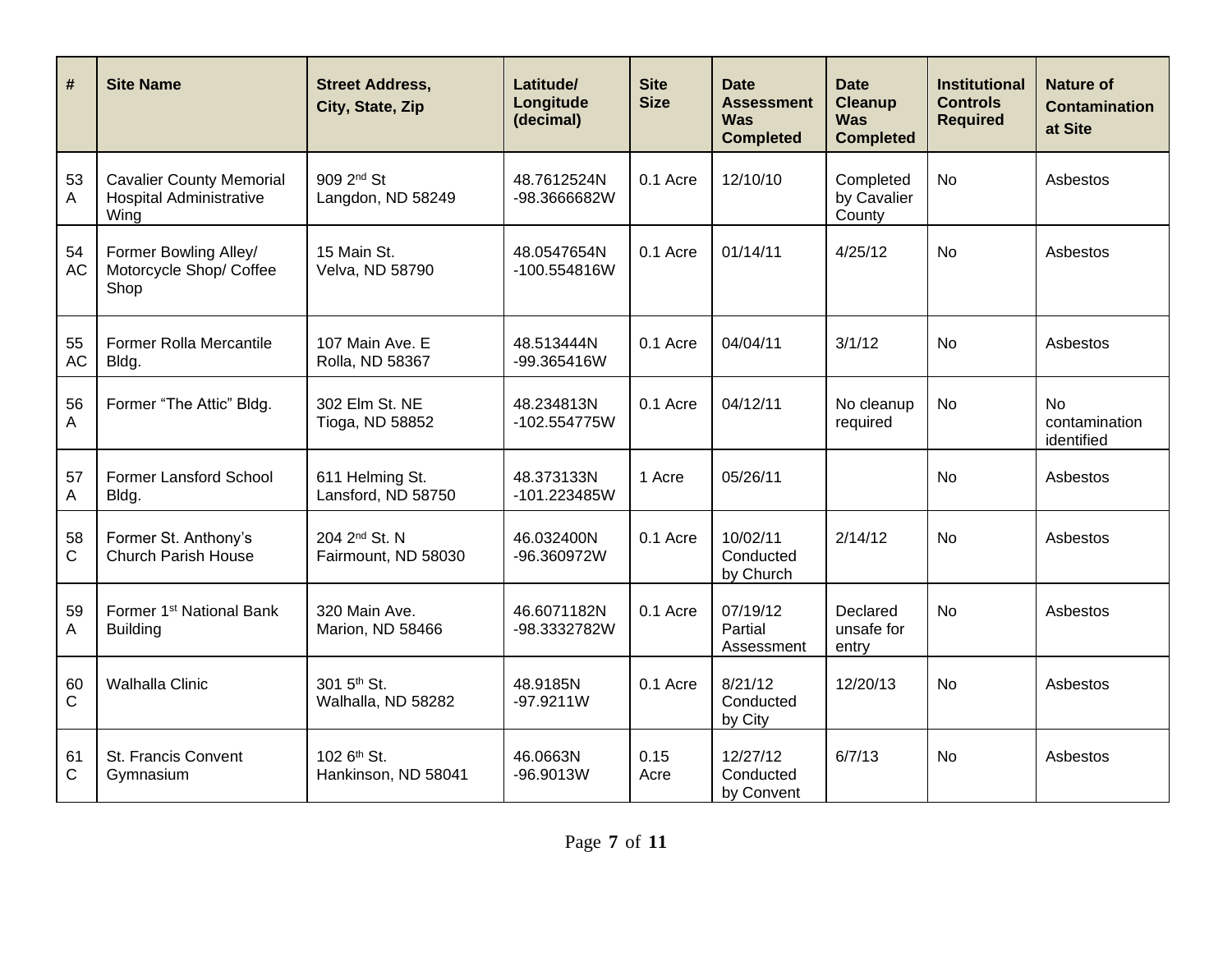| # | Site Name | Street Address, City, State, Zip | Latitude/ Longitude (decimal) | Site Size | Date Assessment Was Completed | Date Cleanup Was Completed | Institutional Controls Required | Nature of Contamination at Site |
|---|---|---|---|---|---|---|---|---|
| 53 A | Cavalier County Memorial Hospital Administrative Wing | 909 2nd St Langdon, ND 58249 | 48.7612524N -98.3666682W | 0.1 Acre | 12/10/10 | Completed by Cavalier County | No | Asbestos |
| 54 AC | Former Bowling Alley/ Motorcycle Shop/ Coffee Shop | 15 Main St. Velva, ND 58790 | 48.0547654N -100.554816W | 0.1 Acre | 01/14/11 | 4/25/12 | No | Asbestos |
| 55 AC | Former Rolla Mercantile Bldg. | 107 Main Ave. E Rolla, ND 58367 | 48.513444N -99.365416W | 0.1 Acre | 04/04/11 | 3/1/12 | No | Asbestos |
| 56 A | Former “The Attic” Bldg. | 302 Elm St. NE Tioga, ND 58852 | 48.234813N -102.554775W | 0.1 Acre | 04/12/11 | No cleanup required | No | No contamination identified |
| 57 A | Former Lansford School Bldg. | 611 Helming St. Lansford, ND 58750 | 48.373133N -101.223485W | 1 Acre | 05/26/11 | | No | Asbestos |
| 58 C | Former St. Anthony’s Church Parish House | 204 2nd St. N Fairmount, ND 58030 | 46.032400N -96.360972W | 0.1 Acre | 10/02/11 Conducted by Church | 2/14/12 | No | Asbestos |
| 59 A | Former 1st National Bank Building | 320 Main Ave. Marion, ND 58466 | 46.6071182N -98.3332782W | 0.1 Acre | 07/19/12 Partial Assessment | Declared unsafe for entry | No | Asbestos |
| 60 C | Walhalla Clinic | 301 5th St. Walhalla, ND 58282 | 48.9185N -97.9211W | 0.1 Acre | 8/21/12 Conducted by City | 12/20/13 | No | Asbestos |
| 61 C | St. Francis Convent Gymnasium | 102 6th St. Hankinson, ND 58041 | 46.0663N -96.9013W | 0.15 Acre | 12/27/12 Conducted by Convent | 6/7/13 | No | Asbestos |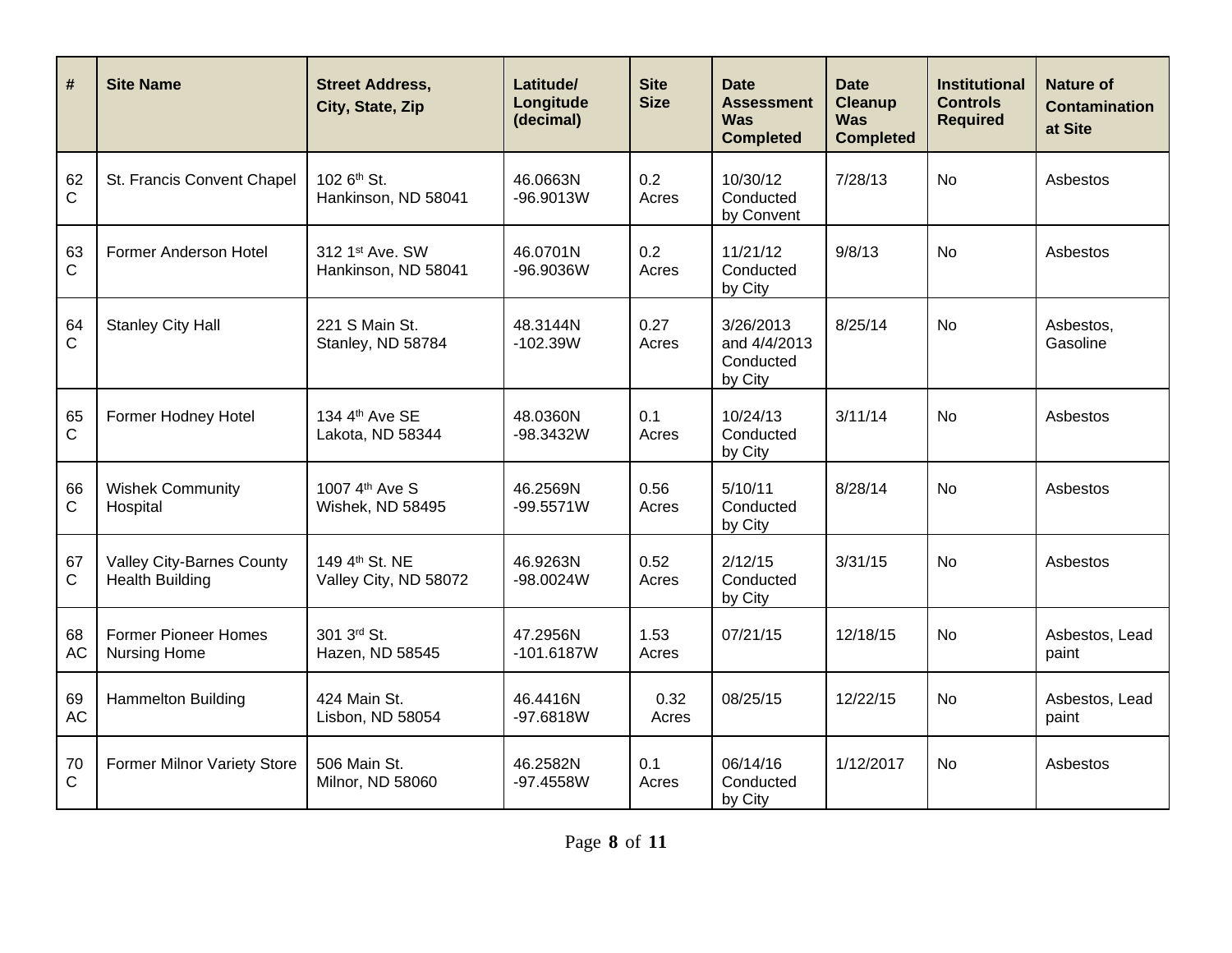| # | Site Name | Street Address, City, State, Zip | Latitude/ Longitude (decimal) | Site Size | Date Assessment Was Completed | Date Cleanup Was Completed | Institutional Controls Required | Nature of Contamination at Site |
|---|---|---|---|---|---|---|---|---|
| 62 C | St. Francis Convent Chapel | 102 6th St. Hankinson, ND 58041 | 46.0663N -96.9013W | 0.2 Acres | 10/30/12 Conducted by Convent | 7/28/13 | No | Asbestos |
| 63 C | Former Anderson Hotel | 312 1st Ave. SW Hankinson, ND 58041 | 46.0701N -96.9036W | 0.2 Acres | 11/21/12 Conducted by City | 9/8/13 | No | Asbestos |
| 64 C | Stanley City Hall | 221 S Main St. Stanley, ND 58784 | 48.3144N -102.39W | 0.27 Acres | 3/26/2013 and 4/4/2013 Conducted by City | 8/25/14 | No | Asbestos, Gasoline |
| 65 C | Former Hodney Hotel | 134 4th Ave SE Lakota, ND 58344 | 48.0360N -98.3432W | 0.1 Acres | 10/24/13 Conducted by City | 3/11/14 | No | Asbestos |
| 66 C | Wishek Community Hospital | 1007 4th Ave S Wishek, ND 58495 | 46.2569N -99.5571W | 0.56 Acres | 5/10/11 Conducted by City | 8/28/14 | No | Asbestos |
| 67 C | Valley City-Barnes County Health Building | 149 4th St. NE Valley City, ND 58072 | 46.9263N -98.0024W | 0.52 Acres | 2/12/15 Conducted by City | 3/31/15 | No | Asbestos |
| 68 AC | Former Pioneer Homes Nursing Home | 301 3rd St. Hazen, ND 58545 | 47.2956N -101.6187W | 1.53 Acres | 07/21/15 | 12/18/15 | No | Asbestos, Lead paint |
| 69 AC | Hammelton Building | 424 Main St. Lisbon, ND 58054 | 46.4416N -97.6818W | 0.32 Acres | 08/25/15 | 12/22/15 | No | Asbestos, Lead paint |
| 70 C | Former Milnor Variety Store | 506 Main St. Milnor, ND 58060 | 46.2582N -97.4558W | 0.1 Acres | 06/14/16 Conducted by City | 1/12/2017 | No | Asbestos |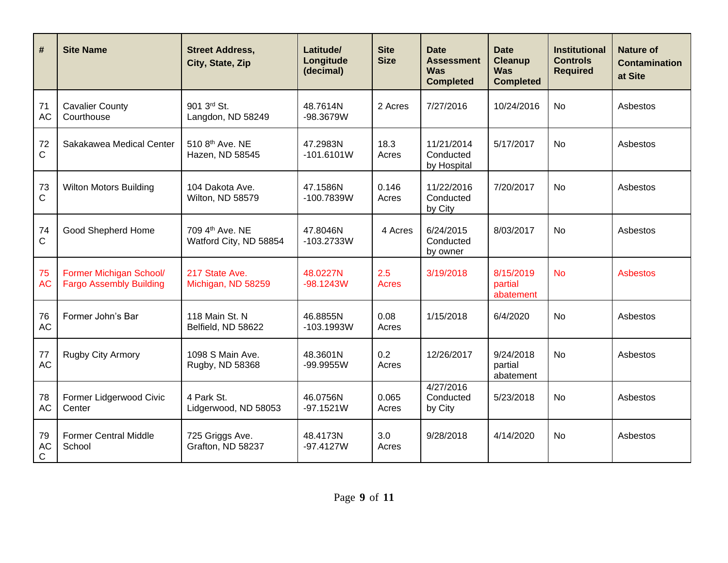| # | Site Name | Street Address, City, State, Zip | Latitude/ Longitude (decimal) | Site Size | Date Assessment Was Completed | Date Cleanup Was Completed | Institutional Controls Required | Nature of Contamination at Site |
|---|---|---|---|---|---|---|---|---|
| 71 AC | Cavalier County Courthouse | 901 3rd St. Langdon, ND 58249 | 48.7614N -98.3679W | 2 Acres | 7/27/2016 | 10/24/2016 | No | Asbestos |
| 72 C | Sakakawea Medical Center | 510 8th Ave. NE Hazen, ND 58545 | 47.2983N -101.6101W | 18.3 Acres | 11/21/2014 Conducted by Hospital | 5/17/2017 | No | Asbestos |
| 73 C | Wilton Motors Building | 104 Dakota Ave. Wilton, ND 58579 | 47.1586N -100.7839W | 0.146 Acres | 11/22/2016 Conducted by City | 7/20/2017 | No | Asbestos |
| 74 C | Good Shepherd Home | 709 4th Ave. NE Watford City, ND 58854 | 47.8046N -103.2733W | 4 Acres | 6/24/2015 Conducted by owner | 8/03/2017 | No | Asbestos |
| 75 AC | Former Michigan School/ Fargo Assembly Building | 217 State Ave. Michigan, ND 58259 | 48.0227N -98.1243W | 2.5 Acres | 3/19/2018 | 8/15/2019 partial abatement | No | Asbestos |
| 76 AC | Former John's Bar | 118 Main St. N Belfield, ND 58622 | 46.8855N -103.1993W | 0.08 Acres | 1/15/2018 | 6/4/2020 | No | Asbestos |
| 77 AC | Rugby City Armory | 1098 S Main Ave. Rugby, ND 58368 | 48.3601N -99.9955W | 0.2 Acres | 12/26/2017 | 9/24/2018 partial abatement | No | Asbestos |
| 78 AC | Former Lidgerwood Civic Center | 4 Park St. Lidgerwood, ND 58053 | 46.0756N -97.1521W | 0.065 Acres | 4/27/2016 Conducted by City | 5/23/2018 | No | Asbestos |
| 79 ACC | Former Central Middle School | 725 Griggs Ave. Grafton, ND 58237 | 48.4173N -97.4127W | 3.0 Acres | 9/28/2018 | 4/14/2020 | No | Asbestos |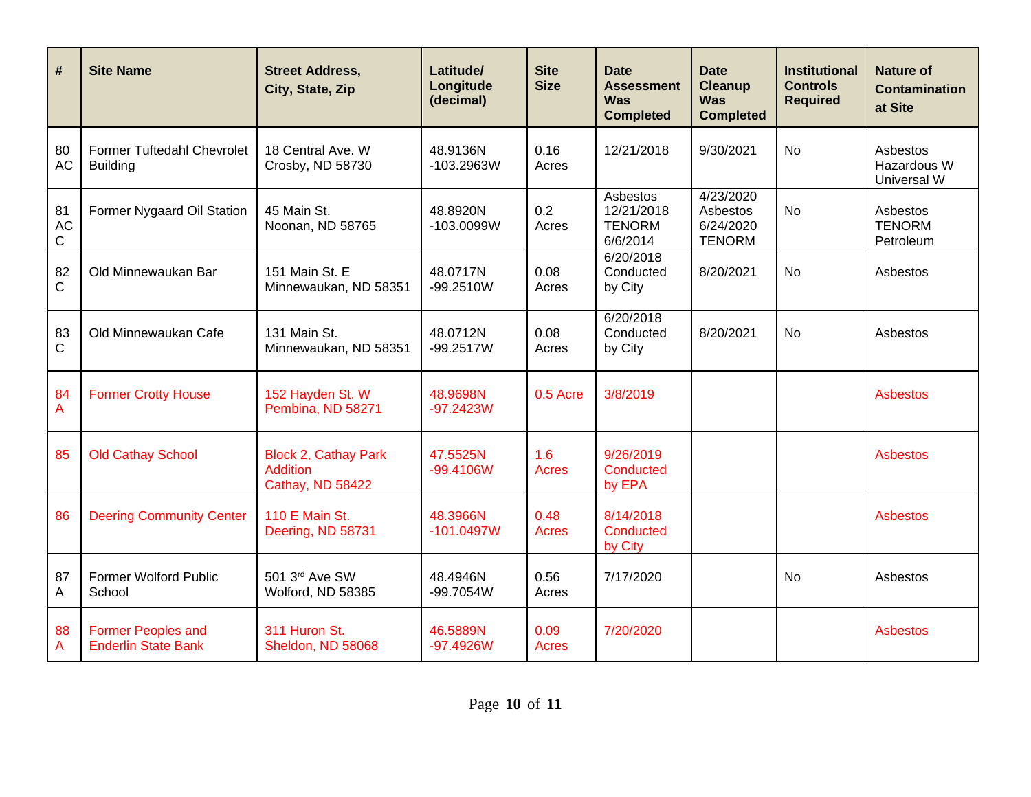| # | Site Name | Street Address, City, State, Zip | Latitude/ Longitude (decimal) | Site Size | Date Assessment Was Completed | Date Cleanup Was Completed | Institutional Controls Required | Nature of Contamination at Site |
|---|---|---|---|---|---|---|---|---|
| 80 AC | Former Tuftedahl Chevrolet Building | 18 Central Ave. W Crosby, ND 58730 | 48.9136N -103.2963W | 0.16 Acres | 12/21/2018 | 9/30/2021 | No | Asbestos Hazardous W Universal W |
| 81 AC C | Former Nygaard Oil Station | 45 Main St. Noonan, ND 58765 | 48.8920N -103.0099W | 0.2 Acres | Asbestos 12/21/2018 TENORM 6/6/2014 | 4/23/2020 Asbestos 6/24/2020 TENORM | No | Asbestos TENORM Petroleum |
| 82 C | Old Minnewaukan Bar | 151 Main St. E Minnewaukan, ND 58351 | 48.0717N -99.2510W | 0.08 Acres | 6/20/2018 Conducted by City | 8/20/2021 | No | Asbestos |
| 83 C | Old Minnewaukan Cafe | 131 Main St. Minnewaukan, ND 58351 | 48.0712N -99.2517W | 0.08 Acres | 6/20/2018 Conducted by City | 8/20/2021 | No | Asbestos |
| 84 A | Former Crotty House | 152 Hayden St. W Pembina, ND 58271 | 48.9698N -97.2423W | 0.5 Acre | 3/8/2019 | | | Asbestos |
| 85 | Old Cathay School | Block 2, Cathay Park Addition Cathay, ND 58422 | 47.5525N -99.4106W | 1.6 Acres | 9/26/2019 Conducted by EPA | | | Asbestos |
| 86 | Deering Community Center | 110 E Main St. Deering, ND 58731 | 48.3966N -101.0497W | 0.48 Acres | 8/14/2018 Conducted by City | | | Asbestos |
| 87 A | Former Wolford Public School | 501 3rd Ave SW Wolford, ND 58385 | 48.4946N -99.7054W | 0.56 Acres | 7/17/2020 | | No | Asbestos |
| 88 A | Former Peoples and Enderlin State Bank | 311 Huron St. Sheldon, ND 58068 | 46.5889N -97.4926W | 0.09 Acres | 7/20/2020 | | | Asbestos |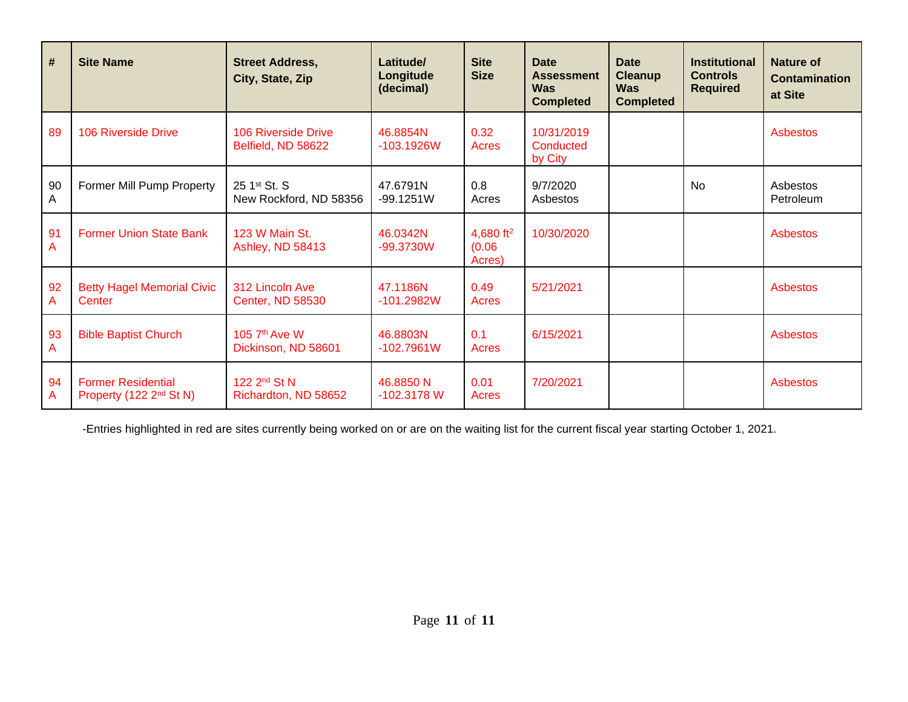| # | Site Name | Street Address, City, State, Zip | Latitude/ Longitude (decimal) | Site Size | Date Assessment Was Completed | Date Cleanup Was Completed | Institutional Controls Required | Nature of Contamination at Site |
|---|---|---|---|---|---|---|---|---|
| 89 | 106 Riverside Drive | 106 Riverside Drive Belfield, ND 58622 | 46.8854N -103.1926W | 0.32 Acres | 10/31/2019 Conducted by City | | | Asbestos |
| 90 A | Former Mill Pump Property | 25 1st St. S New Rockford, ND 58356 | 47.6791N -99.1251W | 0.8 Acres | 9/7/2020 Asbestos | | No | Asbestos Petroleum |
| 91 A | Former Union State Bank | 123 W Main St. Ashley, ND 58413 | 46.0342N -99.3730W | 4,680 $ft^2$ (0.06 Acres) | 10/30/2020 | | | Asbestos |
| 92 A | Betty Hagel Memorial Civic Center | 312 Lincoln Ave Center, ND 58530 | 47.1186N -101.2982W | 0.49 Acres | 5/21/2021 | | | Asbestos |
| 93 A | Bible Baptist Church | 105 7th Ave W Dickinson, ND 58601 | 46.8803N -102.7961W | 0.1 Acres | 6/15/2021 | | | Asbestos |
| 94 A | Former Residential Property (122 2nd St N) | 122 2nd St N Richardton, ND 58652 | 46.8850 N -102.3178 W | 0.01 Acres | 7/20/2021 | | | Asbestos |

-Entries highlighted in red are sites currently being worked on or are on the waiting list for the current fiscal year starting October 1, 2021.